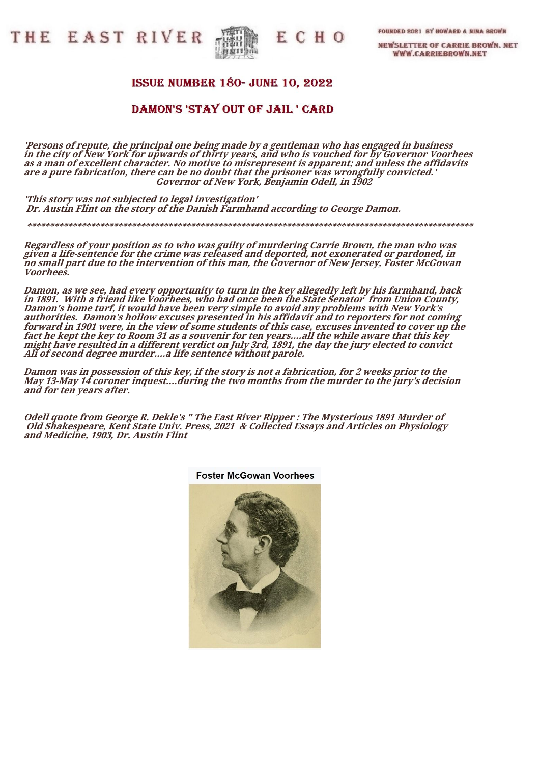# THE EAST RIVER ECHO

FOUNDED 2021 BY HOWARD & NINA BROWN

NEWSLETTER OF CARRIE BROWN. NET
WWW.CARRIEBROWN.NET

## ISSUE NUMBER 180- JUNE 10, 2022

## DAMON'S 'STAY OUT OF JAIL ' CARD

***'Persons of repute, the principal one being made by a gentleman who has engaged in business in the city of New York for upwards of thirty years, and who is vouched for by Governor Voorhees as a man of excellent character. No motive to misrepresent is apparent; and unless the affidavits are a pure fabrication, there can be no doubt that the prisoner was wrongfully convicted.'***
***Governor of New York, Benjamin Odell, in 1902***

***'This story was not subjected to legal investigation'***
***Dr. Austin Flint on the story of the Danish Farmhand according to George Damon.***

*********************************************************************************************************

***Regardless of your position as to who was guilty of murdering Carrie Brown, the man who was given a life-sentence for the crime was released and deported, not exonerated or pardoned, in no small part due to the intervention of this man, the Governor of New Jersey, Foster McGowan Voorhees.***

***Damon, as we see, had every opportunity to turn in the key allegedly left by his farmhand, back in 1891. With a friend like Voorhees, who had once been the State Senator from Union County, Damon's home turf, it would have been very simple to avoid any problems with New York's authorities. Damon's hollow excuses presented in his affidavit and to reporters for not coming forward in 1901 were, in the view of some students of this case, excuses invented to cover up the fact he kept the key to Room 31 as a souvenir for ten years....all the while aware that this key might have resulted in a different verdict on July 3rd, 1891, the day the jury elected to convict Ali of second degree murder....a life sentence without parole.***

***Damon was in possession of this key, if the story is not a fabrication, for 2 weeks prior to the May 13-May 14 coroner inquest....during the two months from the murder to the jury's decision and for ten years after.***

***Odell quote from George R. Dekle's " The East River Ripper : The Mysterious 1891 Murder of Old Shakespeare, Kent State Univ. Press, 2021 & Collected Essays and Articles on Physiology and Medicine, 1903, Dr. Austin Flint***

Foster McGowan Voorhees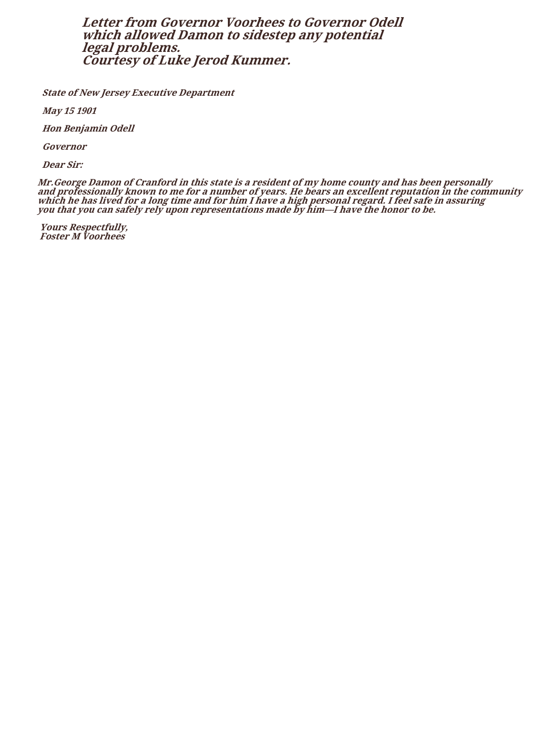***Letter from Governor Voorhees to Governor Odell which allowed Damon to sidestep any potential legal problems.***
***Courtesy of Luke Jerod Kummer.***

***State of New Jersey Executive Department***

***May 15 1901***

***Hon Benjamin Odell***

***Governor***

***Dear Sir:***

***Mr.George Damon of Cranford in this state is a resident of my home county and has been personally and professionally known to me for a number of years. He bears an excellent reputation in the community which he has lived for a long time and for him I have a high personal regard. I feel safe in assuring you that you can safely rely upon representations made by him—I have the honor to be.***

***Yours Respectfully,***
***Foster M Voorhees***